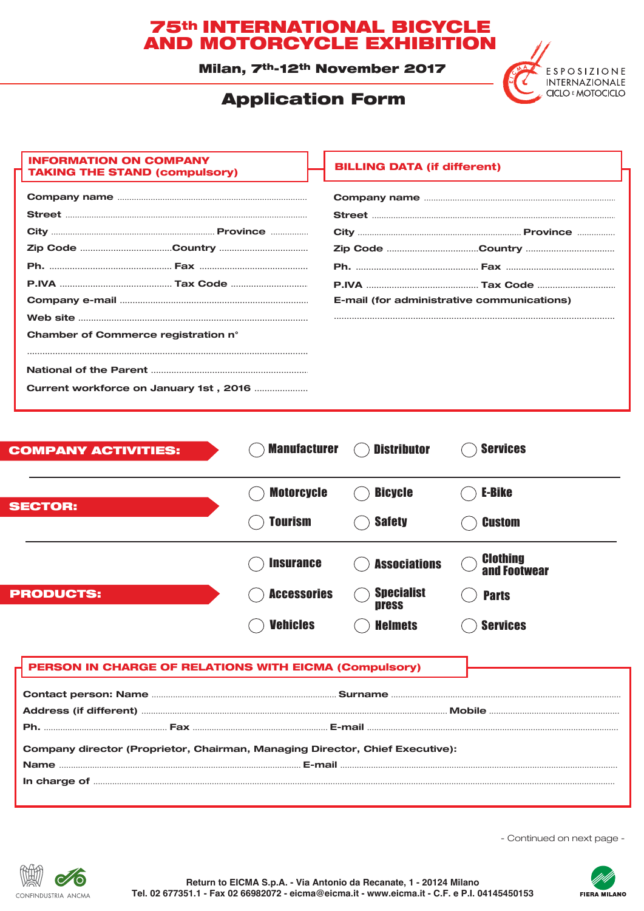# 75th INTERNATIONAL BICYCLE AND MOTORCYCLE EXHIBITION

**Milan, 7th-12th November 2017**

ESPOSIZIONE INTERNAZIONALE CICLO E MOTOCICLO

## Application Form

### INFORMATION ON COMPANY TAKING THE STAND (compulsory)

Company name ..........

Street ..........

City .......... Province ..........

Zip Code .......... Country ..........

Ph. .......... Fax ..........

P.IVA .......... Tax Code ..........

Company e-mail ..........

Web site ..........

Chamber of Commerce registration n°

..........

National of the Parent ..........

Current workforce on January 1st , 2016 ..........

### BILLING DATA (if different)

Company name ..........

Street ..........

City .......... Province ..........

Zip Code .......... Country ..........

Ph. .......... Fax ..........

P.IVA .......... Tax Code ..........

E-mail (for administrative communications)

..........

**COMPANY ACTIVITIES:**

◯ Manufacturer ◯ Distributor ◯ Services

**SECTOR:**

◯ Motorcycle ◯ Bicycle ◯ E-Bike

◯ Tourism ◯ Safety ◯ Custom

**PRODUCTS:**

◯ Insurance ◯ Associations ◯ Clothing and Footwear

◯ Accessories ◯ Specialist press ◯ Parts

◯ Vehicles ◯ Helmets ◯ Services

### PERSON IN CHARGE OF RELATIONS WITH EICMA (Compulsory)

Contact person: Name .......... Surname ..........

Address (if different) .......... Mobile ..........

Ph. .......... Fax .......... E-mail ..........

Company director (Proprietor, Chairman, Managing Director, Chief Executive):

Name .......... E-mail ..........

In charge of ..........

- Continued on next page -

CONFINDUSTRIA ANCMA

Return to EICMA S.p.A. - Via Antonio da Recanate, 1 - 20124 Milano
Tel. 02 677351.1 - Fax 02 66982072 - eicma@eicma.it - www.eicma.it - C.F. e P.I. 04145450153

FIERA MILANO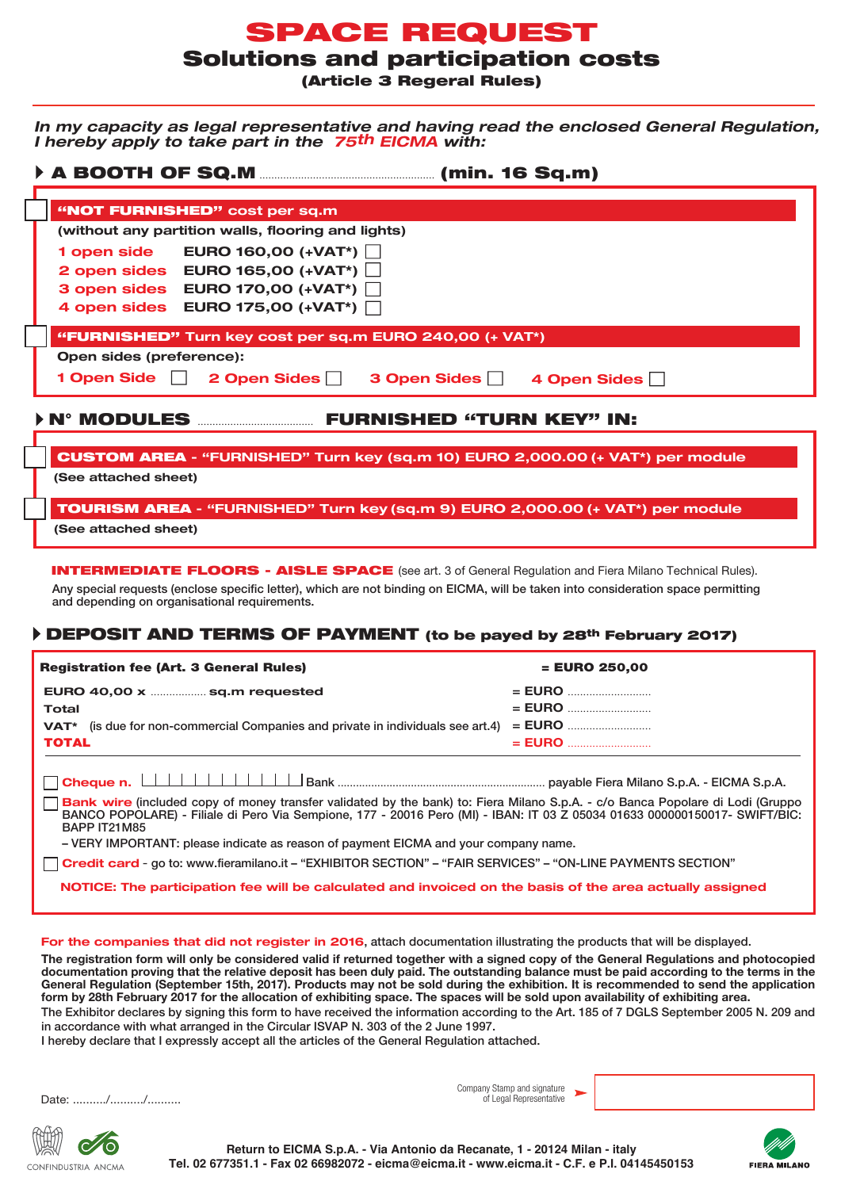# SPACE REQUEST

## Solutions and participation costs

**(Article 3 Regeral Rules)**

*In my capacity as legal representative and having read the enclosed General Regulation, I hereby apply to take part in the 75th EICMA with:*

### ▸ A BOOTH OF SQ.M .......................................................... (min. 16 Sq.m)

☐ **"NOT FURNISHED" cost per sq.m**

**(without any partition walls, flooring and lights)**

| | | |
|---|---|---|
| **1 open side** | **EURO 160,00 (+VAT*)** | ☐ |
| **2 open sides** | **EURO 165,00 (+VAT*)** | ☐ |
| **3 open sides** | **EURO 170,00 (+VAT*)** | ☐ |
| **4 open sides** | **EURO 175,00 (+VAT*)** | ☐ |

☐ **"FURNISHED" Turn key cost per sq.m EURO 240,00 (+ VAT*)**

**Open sides (preference):**

**1 Open Side** ☐ **2 Open Sides** ☐ **3 Open Sides** ☐ **4 Open Sides** ☐

### ▸ N° MODULES ...................................... FURNISHED "TURN KEY" IN:

☐ **CUSTOM AREA - "FURNISHED" Turn key (sq.m 10) EURO 2,000.00 (+ VAT*) per module**

**(See attached sheet)**

☐ **TOURISM AREA - "FURNISHED" Turn key (sq.m 9) EURO 2,000.00 (+ VAT*) per module**

**(See attached sheet)**

**INTERMEDIATE FLOORS - AISLE SPACE** (see art. 3 of General Regulation and Fiera Milano Technical Rules).
Any special requests (enclose specific letter), which are not binding on EICMA, will be taken into consideration space permitting and depending on organisational requirements.

### ▸ DEPOSIT AND TERMS OF PAYMENT (to be payed by 28th February 2017)

| | |
|---|---|
| **Registration fee (Art. 3 General Rules)** | **= EURO 250,00** |
| **EURO 40,00 x** .................. **sq.m requested** | = EURO ........................... |
| **Total** | = EURO ........................... |
| **VAT*** (is due for non-commercial Companies and private in individuals see art.4) | = EURO ........................... |
| **TOTAL** | = EURO ........................... |

☐ **Cheque n.** |_|_|_|_|_|_|_|_|_|_|_|_|_|_| Bank .................................................................... payable Fiera Milano S.p.A. - EICMA S.p.A.

☐ **Bank wire** (included copy of money transfer validated by the bank) to: Fiera Milano S.p.A. - c/o Banca Popolare di Lodi (Gruppo BANCO POPOLARE) - Filiale di Pero Via Sempione, 177 - 20016 Pero (MI) - IBAN: IT 03 Z 05034 01633 000000150017- SWIFT/BIC: BAPP IT21M85
– VERY IMPORTANT: please indicate as reason of payment EICMA and your company name.

☐ **Credit card** - go to: www.fieramilano.it – "EXHIBITOR SECTION" – "FAIR SERVICES" – "ON-LINE PAYMENTS SECTION"

**NOTICE: The participation fee will be calculated and invoiced on the basis of the area actually assigned**

**For the companies that did not register in 2016**, attach documentation illustrating the products that will be displayed.

**The registration form will only be considered valid if returned together with a signed copy of the General Regulations and photocopied documentation proving that the relative deposit has been duly paid. The outstanding balance must be paid according to the terms in the General Regulation (September 15th, 2017). Products may not be sold during the exhibition. It is recommended to send the application form by 28th February 2017 for the allocation of exhibiting space. The spaces will be sold upon availability of exhibiting area.**

The Exhibitor declares by signing this form to have received the information according to the Art. 185 of 7 DGLS September 2005 N. 209 and in accordance with what arranged in the Circular ISVAP N. 303 of the 2 June 1997.

I hereby declare that I expressly accept all the articles of the General Regulation attached.

Date: ........../........../..........

Company Stamp and signature of Legal Representative ➤

CONFINDUSTRIA ANCMA

**Return to EICMA S.p.A. - Via Antonio da Recanate, 1 - 20124 Milan - italy**
**Tel. 02 677351.1 - Fax 02 66982072 - eicma@eicma.it - www.eicma.it - C.F. e P.I. 04145450153**

FIERA MILANO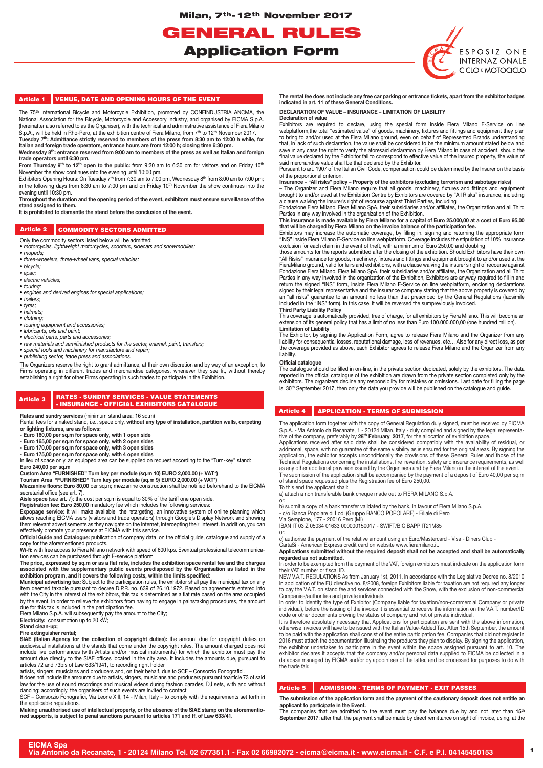Milan, 7[th]- 12[th] November 2017

# GENERAL RULES
## Application Form

ESPOSIZIONE INTERNAZIONALE CICLO E MOTOCICLO

## Article 1 VENUE, DATE AND OPENING HOURS OF THE EVENT

The 75[th] International Bicycle and Motorcycle Exhibition, promoted by CONFINDUSTRIA ANCMA, the National Association for the Bicycle, Motorcycle and Accessory Industry, and organised by EICMA S.p.A. (hereinafter also referred to as the Organiser), with the technical and administrative assistance of Fiera Milano S.p.A., will be held in Rho-Pero, at the exhibition centre of Fiera Milano, from 7[th] to 12[th] November 2017.

**Tuesday 7[th]: Admittance strictly reserved to members of the press from 8:30 am to 12:00 h while, for Italian and foreign trade operators, entrance hours are from 12:00 h; closing time 6:30 pm.**

**Wednesday 8[th]: entrance reserved from 9:00 am to members of the press as well as Italian and foreign trade operators until 6:30 pm.**

**From Thursday 9[th] to 12[th] open to the public:** from 9:30 am to 6:30 pm for visitors and on Friday 10[th] November the show continues into the evening until 10:00 pm.

Exhibitors Opening Hours: On Tuesday 7[th] from 7:30 am to 7:00 pm, Wednesday 8[th] from 8:00 am to 7:00 pm; in the following days from 8:30 am to 7:00 pm and on Friday 10[th] November the show continues into the evening until 10:30 pm.

**Throughout the duration and the opening period of the event, exhibitors must ensure surveillance of the stand assigned to them.**

**It is prohibited to dismantle the stand before the conclusion of the event.**

## Article 2 COMMODITY SECTORS ADMITTED

Only the commodity sectors listed below will be admitted:

- *motorcycles, lightweight motorcycles, scooters, sidecars and snowmobiles;*
- *mopeds;*
- *three-wheelers, three-wheel vans, special vehicles;*
- *bicycle;*
- *epac;*
- *electric vehicles;*
- *touring;*
- *engines and derived engines for special applications;*
- *trailers;*
- *tyres;*
- *helmets;*
- *clothing;*
- *touring equipment and accessories;*
- *lubricants, oils and paint;*
- *electrical parts, parts and accessories;*
- *raw materials and semifinished products for the sector, enamel, paint, transfers;*
- *special tools and machinery for manufacture and repair;*
- *publishing sector, trade press and associations.*

The Organizers reserve the right to grant admittance, at their own discretion and by way of an exception, to Firms operating in different trades and merchandise categories, whenever they see fit, without thereby establishing a right for other Firms operating in such trades to participate in the Exhibition.

## Article 3 RATES - SUNDRY SERVICES - VALUE STATEMENTS - INSURANCE - OFFICIAL EXHIBITORS CATALOGUE

**Rates and sundry services** (minimum stand area: 16 sq.m)

Rental fees for a naked stand, i.e., space only, **without any type of installation, partition walls, carpeting or lighting fixtures, are as follows:**

- **Euro 160,00 per sq.m for space only, with 1 open side**
- **Euro 165,00 per sq.m for space only, with 2 open sides**
- **Euro 170,00 per sq.m for space only, with 3 open sides**
- **Euro 175,00 per sq.m for space only, with 4 open sides**

In lieu of space only, an equipped area can be supplied on request according to the "Turn-key" stand:

**Euro 240,00 per sq.m**

**Custom Area "FURNISHED" Turn key per module (sq.m 10) EURO 2,000.00 (+ VAT\*)**

**Tourism Area "FURNISHED" Turn key per module (sq.m 9) EURO 2,000.00 (+ VAT\*)**

**Mezzanine floors: Euro 80,00** per sq.m; mezzanine construction shall be notified beforehand to the EICMA secretarial office (see art. 7).

**Aisle space** (see art. 7): the cost per sq.m is equal to 30% of the tariff one open side.

**Registration fee: Euro 250,00** mandatory fee which includes the following services:

**Expopage service:** it will make available the retargeting, an innovative system of online planning which allows reaching EICMA users (visitors and trade operators) through Google's Display Network and showing them relevant advertisements as they navigate on the Internet, intercepting their interest. In addition, you can effectively promote your presence at EICMA with this service.

**Official Guide and Catalogue:** publication of company data on the official guide, catalogue and supply of a copy for the aforementioned products.

**Wi-fi:** with free access to Fiera Milano network with speed of 600 kps. Eventual professional telecommunication services can be purchased through E-service platform

**The price, expressed by sq.m or as a flat rate, includes the exhibition space rental fee and the charges associated with the supplementary public events predisposed by the Organisation as listed in the exhibition program, and it covers the following costs, within the limits specified:**

**Municipal advertising tax:** Subject to the participation rules, the exhibitor shall pay the municipal tax on any item deemed taxable pursuant to decree D.P.R. no. 639 of 26.10.1972. Based on agreements entered into with the City in the interest of the exhibitors, this tax is determined as a flat rate based on the area occupied by the event. In order to relieve the exhibitors from having to engage in painstaking procedures, the amount due for this tax is included in the participation fee.

Fiera Milano S.p.A. will subsequently pay the amount to the City;

**Electricity:** consumption up to 20 kW;

**Stand clean-up;**

**Fire extinguisher rental;**

**SIAE (Italian Agency for the collection of copyright duties):** the amount due for copyright duties on audiovisual installations at the stands that come under the copyright rules. The amount charged does not include live performances (with Artists and/or musical instruments) for which the exhibitor must pay the amount due directly to the SIAE offices located in the city area. It includes the amounts due, pursuant to articles 72 and 73bis of Law 633/1941, to recording right holder

artists, singers, musicians and producers and, on their behalf, due to SCF – Consorzio Fonografici.

It does not include the amounts due to artists, singers, musicians and producers pursuant toarticle 73 of said law for the use of sound recordings and musical videos during fashion parades, DJ sets, with and without dancing; accordingly, the organisers of such events are invited to contact

SCF – Consorzio Fonografici, Via Leone XIII, 14 - Milan, Italy – to comply with the requirements set forth in the applicable regulations.

**Making unauthorised use of intellectual property, or the absence of the SIAE stamp on the aforementioned supports, is subject to penal sanctions pursuant to articles 171 and ff. of Law 633/41.**

**The rental fee does not include any free car parking or entrance tickets, apart from the exhibitor badges indicated in art. 11 of these General Conditions.**

**DECLARATION OF VALUE – INSURANCE – LIMITATION OF LIABILITY**

**Declaration of value**

Exhibitors are required to declare, using the special form inside Fiera Milano E-Service on line webplatform,the total "estimated value" of goods, machinery, fixtures and fittings and equipment they plan to bring to and/or used at the Fiera Milano ground, even on behalf of Represented Brands understanding that, in lack of such declaration, the value shall be considered to be the minimum amount stated below and save in any case the right to verify the aforesaid declaration by Fiera Milano.In case of accident, should the final value declared by the Exhibitor fail to correspond to effective value of the insured property, the value of said merchandise value shall be that declared by the Exhibitor.

Pursuant to art. 1907 of the Italian Civil Code, compensation could be determined by the Insurer on the basis of the proportional criterion.

**Insurance – "All risks" policy – Property of the exhibitors (excluding terrorism and sabotage risks)**

– The Organizer and Fiera Milano require that all goods, machinery, fixtures and fittings and equipment brought to and/or used at the Exhibition Centre by Exhibitors are covered by "All Risks" insurance, including a clause waiving the insurer's right of recourse against Third Parties, including

Fondazione Fiera Milano, Fiera Milano SpA, their subsidiaries and/or affiliates, the Organization and all Third Parties in any way involved in the organization of the Exhibition.

**This insurance is made available by Fiera Milano for a capital of Euro 25.000,00 at a cost of Euro 95,00 that will be charged by Fiera Milano on the invoice balance of the participation fee.**

Exhibitors may increase the automatic coverage, by filling in, signing and returning the appropriate form "INS" inside Fiera Milano E-Service on line webplatform. Coverage includes the stipulation of 10% insurance exclusion for each claim in the event of theft, with a minimum of Euro 250,00 and doubling

those amounts for the reports submitted after the closing of the exhibition. Should Exhibitors have their own "All Risks" insurance for goods, machinery, fixtures and fittings and equipment brought to and/or used at the FieraMilano ground, valid for fairs and exhibitions, with a clause waiving the insurer's right of recourse against Fondazione Fiera Milano, Fiera Milano SpA, their subsidiaries and/or affiliates, the Organization and all Third Parties in any way involved in the organization of the Exhibition, Exhibitors are anyway required to fill in and return the signed "INS" form, inside Fiera Milano E-Service on line webplatform, enclosing declarations signed by their legal representative and the insurance company stating that the above property is covered by an "all risks" guarantee to an amount no less than that prescribed by the General Regulations (facsimile included in the "INS" form). In this case, it will be reversed the supreviously invoiced.

**Third Party Liability Policy**

This coverage is automatically provided, free of charge, for all exhibitors by Fiera Milano. This will become an extension of its general policy that has a limit of no less than Euro 100.000.000,00 (one hundred million).

**Limitation of Liability**

The Exhibitor, by signing the Application Form, agree to release Fiera Milano and the Organizer from any liability for consequential losses, reputational damage, loss of revenues, etc… Also for any direct loss, as per the coverage provided as above, each Exhibitor agrees to release Fiera Milano and the Organizer from any liability.

**Official catalogue**

The catalogue should be filled in on-line, in the private section dedicated, solely by the exhibitors. The data reported in the official catalogue of the exhibition are drawn from the private section completed only by the exhibitors. The organizers decline any responsibility for mistakes or omissions. Last date for filling the page is 30[th] September 2017, then only the data you provide will be published on the catalogue and guide.

## Article 4 APPLICATION - TERMS OF SUBMISSION

The application form together with the copy of General Regulation duly signed, must be received by EICMA S.p.A. - Via Antonio da Recanate, 1 - 20124 Milan, Italy - duly compiled and signed by the legal representative of the company, preferably by **28[th] February 2017**, for the allocation of exhibition space.

Applications received after said date shall be considered compatibly with the availability of residual, or additional, space, with no guarantee of the same visibility as is ensured for the original areas. By signing the application, the exhibitor accepts unconditionally the provisions of these General Rules and those of the Technical Regulations concerning the installations, fire revention, safety and insurance requirements, as well as any other additional provision issued by the Organisers and by Fiera Milano in the interest of the event.

The submission of the application shall be accompanied by the payment of a deposit of Euro 40,00 per sq.m of stand space requested plus the Registration fee of Euro 250,00.

To this end the applicant shall:

a) attach a non transferable bank cheque made out to FIERA MILANO S.p.A.

or:

b) submit a copy of a bank transfer validated by the bank, in favour of Fiera Milano S.p.A.

- c/o Banca Popolare di Lodi (Gruppo BANCO POPOLARE) - Filiale di Pero

Via Sempione, 177 - 20016 Pero (MI)

IBAN IT 03 Z 05034 01633 000000150017 - SWIFT/BIC BAPP IT21M85

or:

c) authorise the payment of the relative amount using an Euro/Mastercard - Visa - Diners Club - CartaSi - American Express credit card on website www.fieramilano.it.

**Applications submitted without the required deposit shall not be accepted and shall be automatically regarded as not submitted.**

In order to be exempted from the payment of the VAT, foreign exhibitors must indicate on the application form their VAT number or fiscal ID.

NEW V.A.T. REGULATIONS As from January 1st, 2011, in accordance with the Legislative Decree no. 8/2010 in application of the EU directive no. 8/2008, foreign Exhibitors liable for taxation are not required any longer to pay the V.A.T. on stand fee and services connected with the Show, with the exclusion of non-commercial Companies/authorities and private individuals.

In order to identify the type of Exhibitor (Company liable for taxation/non-commercial Company or private individual), before the issuing of the invoice it is essential to receive the information on the V.A.T. number/ID code or other documents proving the status of company and not of private individual.

It is therefore absolutely necessary that Applications for participation are sent with the above information, otherwise invoices will have to be issued with the Italian Value-Added Tax. After 15th September, the amount to be paid with the application shall consist of the entire participation fee. Companies that did not register in 2016 must attach the documentation illustrating the products they plan to display. By signing the application, the exhibitor undertakes to participate in the event within the space assigned pursuant to art. 10. The exhibitor declares it accepts that the company and/or personal data supplied to EICMA be collected in a database managed by EICMA and/or by appointees of the latter, and be processed for purposes to do with the trade fair.

## Article 5 ADMISSION - TERMS OF PAYMENT - EXIT PASSES

**The submission of the application form and the payment of the cautionary deposit does not entitle an applicant to participate in the Event.**

The companies that are admitted to the event must pay the balance due by and not later than **15[th] September 2017**; after that, the payment shall be made by direct remittance on sight of invoice, using, at the

**EICMA Spa**
**Via Antonio da Recanate, 1 - 20124 Milano Tel. 02 677351.1 - Fax 02 66982072 - eicma@eicma.it - www.eicma.it - C.F. e P.I. 04145450153**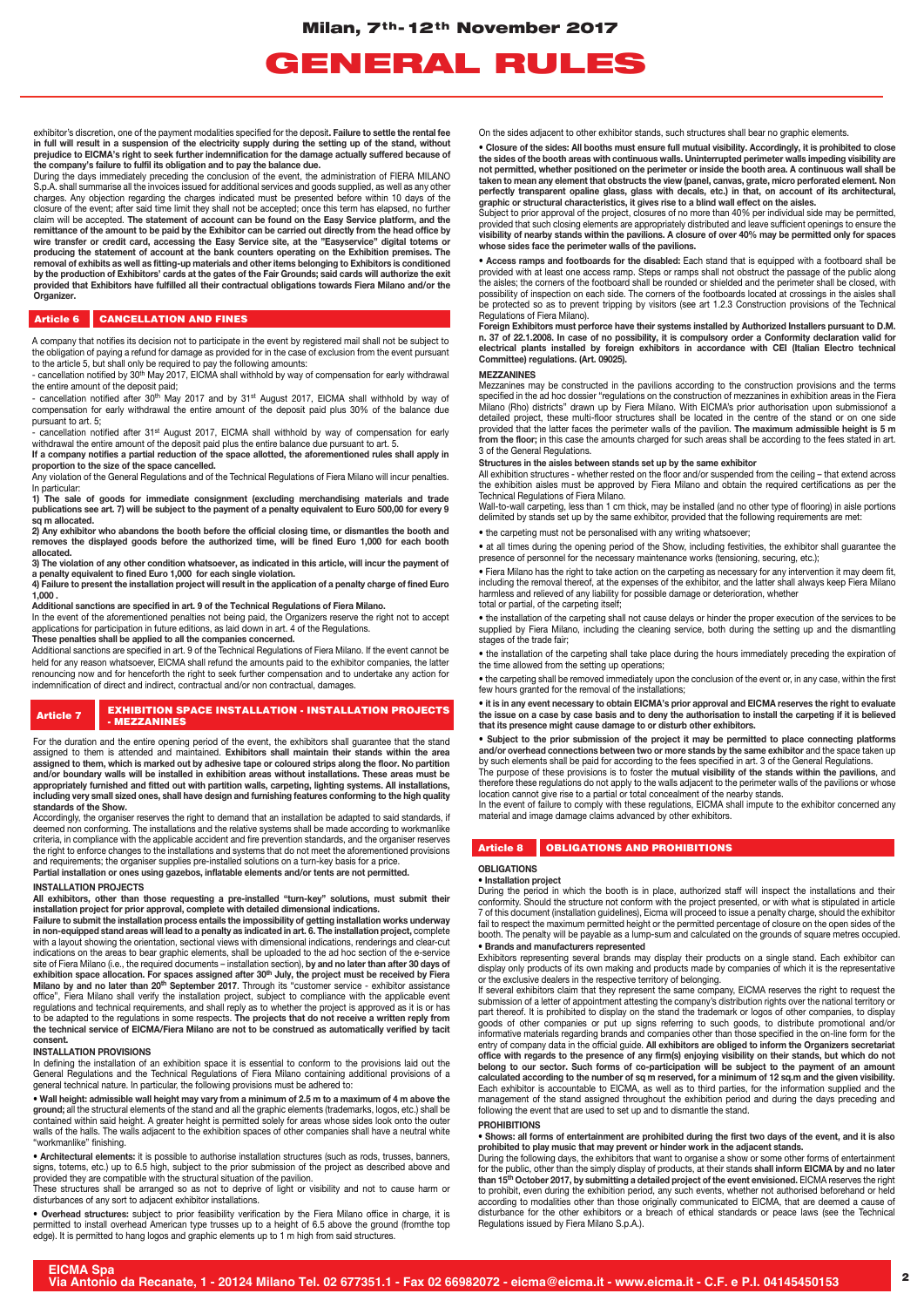exhibitor's discretion, one of the payment modalities specified for the deposit. **Failure to settle the rental fee in full will result in a suspension of the electricity supply during the setting up of the stand, without prejudice to EICMA's right to seek further indemnification for the damage actually suffered because of the company's failure to fulfil its obligation and to pay the balance due.**

During the days immediately preceding the conclusion of the event, the administration of FIERA MILANO S.p.A. shall summarise all the invoices issued for additional services and goods supplied, as well as any other charges. Any objection regarding the charges indicated must be presented before within 10 days of the closure of the event; after said time limit they shall not be accepted; once this term has elapsed, no further claim will be accepted. **The statement of account can be found on the Easy Service platform, and the remittance of the amount to be paid by the Exhibitor can be carried out directly from the head office by wire transfer or credit card, accessing the Easy Service site, at the "Easyservice" digital totems or producing the statement of account at the bank counters operating on the Exhibition premises. The removal of exhibits as well as fitting-up materials and other items belonging to Exhibitors is conditioned by the production of Exhibitors' cards at the gates of the Fair Grounds; said cards will authorize the exit provided that Exhibitors have fulfilled all their contractual obligations towards Fiera Milano and/or the Organizer.**

## Article 6 CANCELLATION AND FINES

A company that notifies its decision not to participate in the event by registered mail shall not be subject to the obligation of paying a refund for damage as provided for in the case of exclusion from the event pursuant to the article 5, but shall only be required to pay the following amounts:

- cancellation notified by 30th May 2017, EICMA shall withhold by way of compensation for early withdrawal the entire amount of the deposit paid;
- cancellation notified after 30th May 2017 and by 31st August 2017, EICMA shall withhold by way of compensation for early withdrawal the entire amount of the deposit paid plus 30% of the balance due pursuant to art. 5;
- cancellation notified after 31st August 2017, EICMA shall withhold by way of compensation for early withdrawal the entire amount of the deposit paid plus the entire balance due pursuant to art. 5.

**If a company notifies a partial reduction of the space allotted, the aforementioned rules shall apply in proportion to the size of the space cancelled.**

Any violation of the General Regulations and of the Technical Regulations of Fiera Milano will incur penalties. In particular:

**1) The sale of goods for immediate consignment (excluding merchandising materials and trade publications see art. 7) will be subject to the payment of a penalty equivalent to Euro 500,00 for every 9 sq m allocated.**

**2) Any exhibitor who abandons the booth before the official closing time, or dismantles the booth and removes the displayed goods before the authorized time, will be fined Euro 1,000 for each booth allocated.**

**3) The violation of any other condition whatsoever, as indicated in this article, will incur the payment of a penalty equivalent to fined Euro 1,000 for each single violation.**

**4) Failure to present the installation project will result in the application of a penalty charge of fined Euro 1,000 .**

**Additional sanctions are specified in art. 9 of the Technical Regulations of Fiera Milano.**

In the event of the aforementioned penalties not being paid, the Organizers reserve the right not to accept applications for participation in future editions, as laid down in art. 4 of the Regulations.

**These penalties shall be applied to all the companies concerned.**

Additional sanctions are specified in art. 9 of the Technical Regulations of Fiera Milano. If the event cannot be held for any reason whatsoever, EICMA shall refund the amounts paid to the exhibitor companies, the latter renouncing now and for henceforth the right to seek further compensation and to undertake any action for indemnification of direct and indirect, contractual and/or non contractual, damages.

## Article 7 EXHIBITION SPACE INSTALLATION - INSTALLATION PROJECTS - MEZZANINES

For the duration and the entire opening period of the event, the exhibitors shall guarantee that the stand assigned to them is attended and maintained. **Exhibitors shall maintain their stands within the area assigned to them, which is marked out by adhesive tape or coloured strips along the floor. No partition and/or boundary walls will be installed in exhibition areas without installations. These areas must be appropriately furnished and fitted out with partition walls, carpeting, lighting systems. All installations, including very small sized ones, shall have design and furnishing features conforming to the high quality standards of the Show.**

Accordingly, the organiser reserves the right to demand that an installation be adapted to said standards, if deemed non conforming. The installations and the relative systems shall be made according to workmanlike criteria, in compliance with the applicable accident and fire prevention standards, and the organiser reserves the right to enforce changes to the installations and systems that do not meet the aforementioned provisions and requirements; the organiser supplies pre-installed solutions on a turn-key basis for a price.

**Partial installation or ones using gazebos, inflatable elements and/or tents are not permitted.**

**INSTALLATION PROJECTS**

**All exhibitors, other than those requesting a pre-installed "turn-key" solutions, must submit their installation project for prior approval, complete with detailed dimensional indications.**

**Failure to submit the installation process entails the impossibility of getting installation works underway in non-equipped stand areas will lead to a penalty as indicated in art. 6. The installation project,** complete with a layout showing the orientation, sectional views with dimensional indications, renderings and clear-cut indications on the areas to bear graphic elements, shall be uploaded to the ad hoc section of the e-service site of Fiera Milano (i.e., the required documents – installation section), **by and no later than after 30 days of exhibition space allocation. For spaces assigned after 30th July, the project must be received by Fiera Milano by and no later than 20th September 2017**. Through its "customer service - exhibitor assistance office", Fiera Milano shall verify the installation project, subject to compliance with the applicable event regulations and technical requirements, and shall reply as to whether the project is approved as it is or has to be adapted to the regulations in some respects. **The projects that do not receive a written reply from the technical service of EICMA/Fiera Milano are not to be construed as automatically verified by tacit consent.**

**INSTALLATION PROVISIONS**

In defining the installation of an exhibition space it is essential to conform to the provisions laid out the General Regulations and the Technical Regulations of Fiera Milano containing additional provisions of a general technical nature. In particular, the following provisions must be adhered to:

• **Wall height: admissible wall height may vary from a minimum of 2.5 m to a maximum of 4 m above the ground;** all the structural elements of the stand and all the graphic elements (trademarks, logos, etc.) shall be contained within said height. A greater height is permitted solely for areas whose sides look onto the outer walls of the halls. The walls adjacent to the exhibition spaces of other companies shall have a neutral white "workmanlike" finishing.

• **Architectural elements:** it is possible to authorise installation structures (such as rods, trusses, banners, signs, totems, etc.) up to 6.5 high, subject to the prior submission of the project as described above and provided they are compatible with the structural situation of the pavilion.

These structures shall be arranged so as not to deprive of light or visibility and not to cause harm or disturbances of any sort to adjacent exhibitor installations.

• **Overhead structures:** subject to prior feasibility verification by the Fiera Milano office in charge, it is permitted to install overhead American type trusses up to a height of 6.5 above the ground (fromthe top edge). It is permitted to hang logos and graphic elements up to 1 m high from said structures.

On the sides adjacent to other exhibitor stands, such structures shall bear no graphic elements.

• **Closure of the sides: All booths must ensure full mutual visibility. Accordingly, it is prohibited to close the sides of the booth areas with continuous walls. Uninterrupted perimeter walls impeding visibility are not permitted, whether positioned on the perimeter or inside the booth area. A continuous wall shall be taken to mean any element that obstructs the view (panel, canvas, grate, micro perforated element. Non perfectly transparent opaline glass, glass with decals, etc.) in that, on account of its architectural, graphic or structural characteristics, it gives rise to a blind wall effect on the aisles.**

Subject to prior approval of the project, closures of no more than 40% per individual side may be permitted, provided that such closing elements are appropriately distributed and leave sufficient openings to ensure the **visibility of nearby stands within the pavilions. A closure of over 40% may be permitted only for spaces whose sides face the perimeter walls of the pavilions.**

• **Access ramps and footboards for the disabled:** Each stand that is equipped with a footboard shall be provided with at least one access ramp. Steps or ramps shall not obstruct the passage of the public along the aisles; the corners of the footboard shall be rounded or shielded and the perimeter shall be closed, with possibility of inspection on each side. The corners of the footboards located at crossings in the aisles shall be protected so as to prevent tripping by visitors (see art 1.2.3 Construction provisions of the Technical Regulations of Fiera Milano).

**Foreign Exhibitors must perforce have their systems installed by Authorized Installers pursuant to D.M. n. 37 of 22.1.2008. In case of no possibility, it is compulsory order a Conformity declaration valid for electrical plants installed by foreign exhibitors in accordance with CEI (Italian Electro technical Committee) regulations. (Art. 09025).**

**MEZZANINES**

Mezzanines may be constructed in the pavilions according to the construction provisions and the terms specified in the ad hoc dossier "regulations on the construction of mezzanines in exhibition areas in the Fiera Milano (Rho) districts" drawn up by Fiera Milano. With EICMA's prior authorisation upon submissionof a detailed project, these multi-floor structures shall be located in the centre of the stand or on one side provided that the latter faces the perimeter walls of the pavilion. **The maximum admissible height is 5 m from the floor;** in this case the amounts charged for such areas shall be according to the fees stated in art. 3 of the General Regulations.

**Structures in the aisles between stands set up by the same exhibitor**

All exhibition structures - whether rested on the floor and/or suspended from the ceiling – that extend across the exhibition aisles must be approved by Fiera Milano and obtain the required certifications as per the Technical Regulations of Fiera Milano.

Wall-to-wall carpeting, less than 1 cm thick, may be installed (and no other type of flooring) in aisle portions delimited by stands set up by the same exhibitor, provided that the following requirements are met:

• the carpeting must not be personalised with any writing whatsoever;

• at all times during the opening period of the Show, including festivities, the exhibitor shall guarantee the presence of personnel for the necessary maintenance works (tensioning, securing, etc.);

• Fiera Milano has the right to take action on the carpeting as necessary for any intervention it may deem fit, including the removal thereof, at the expenses of the exhibitor, and the latter shall always keep Fiera Milano harmless and relieved of any liability for possible damage or deterioration, whether total or partial, of the carpeting itself;

• the installation of the carpeting shall not cause delays or hinder the proper execution of the services to be supplied by Fiera Milano, including the cleaning service, both during the setting up and the dismantling stages of the trade fair;

• the installation of the carpeting shall take place during the hours immediately preceding the expiration of the time allowed from the setting up operations;

• the carpeting shall be removed immediately upon the conclusion of the event or, in any case, within the first few hours granted for the removal of the installations;

• **it is in any event necessary to obtain EICMA's prior approval and EICMA reserves the right to evaluate the issue on a case by case basis and to deny the authorisation to install the carpeting if it is believed that its presence might cause damage to or disturb other exhibitors.**

• **Subject to the prior submission of the project it may be permitted to place connecting platforms and/or overhead connections between two or more stands by the same exhibitor** and the space taken up by such elements shall be paid for according to the fees specified in art. 3 of the General Regulations.

The purpose of these provisions is to foster the **mutual visibility of the stands within the pavilions**, and therefore these regulations do not apply to the walls adjacent to the perimeter walls of the pavilions or whose location cannot give rise to a partial or total concealment of the nearby stands.

In the event of failure to comply with these regulations, EICMA shall impute to the exhibitor concerned any material and image damage claims advanced by other exhibitors.

## Article 8 OBLIGATIONS AND PROHIBITIONS

**OBLIGATIONS**

• **Installation project**

During the period in which the booth is in place, authorized staff will inspect the installations and their conformity. Should the structure not conform with the project presented, or with what is stipulated in article 7 of this document (installation guidelines), Eicma will proceed to issue a penalty charge, should the exhibitor fail to respect the maximum permitted height or the permitted percentage of closure on the open sides of the booth. The penalty will be payable as a lump-sum and calculated on the grounds of square metres occupied.

• **Brands and manufacturers represented**

Exhibitors representing several brands may display their products on a single stand. Each exhibitor can display only products of its own making and products made by companies of which it is the representative or the exclusive dealers in the respective territory of belonging.

If several exhibitors claim that they represent the same company, EICMA reserves the right to request the submission of a letter of appointment attesting the company's distribution rights over the national territory or part thereof. It is prohibited to display on the stand the trademark or logos of other companies, to display goods of other companies or put up signs referring to such goods, to distribute promotional and/or informative materials regarding brands and companies other than those specified in the on-line form for the entry of company data in the official guide. **All exhibitors are obliged to inform the Organizers secretariat office with regards to the presence of any firm(s) enjoying visibility on their stands, but which do not belong to our sector. Such forms of co-participation will be subject to the payment of an amount calculated according to the number of sq m reserved, for a minimum of 12 sq.m and the given visibility.**

Each exhibitor is accountable to EICMA, as well as to third parties, for the information supplied and the management of the stand assigned throughout the exhibition period and during the days preceding and following the event that are used to set up and to dismantle the stand.

**PROHIBITIONS**

• **Shows: all forms of entertainment are prohibited during the first two days of the event, and it is also prohibited to play music that may prevent or hinder work in the adjacent stands.**

During the following days, the exhibitors that want to organise a show or some other forms of entertainment for the public, other than the simply display of products, at their stands **shall inform EICMA by and no later than 15th October 2017, by submitting a detailed project of the event envisioned.** EICMA reserves the right to prohibit, even during the exhibition period, any such events, whether not authorised beforehand or held according to modalities other than those originally communicated to EICMA, that are deemed a cause of disturbance for the other exhibitors or a breach of ethical standards or peace laws (see the Technical Regulations issued by Fiera Milano S.p.A.).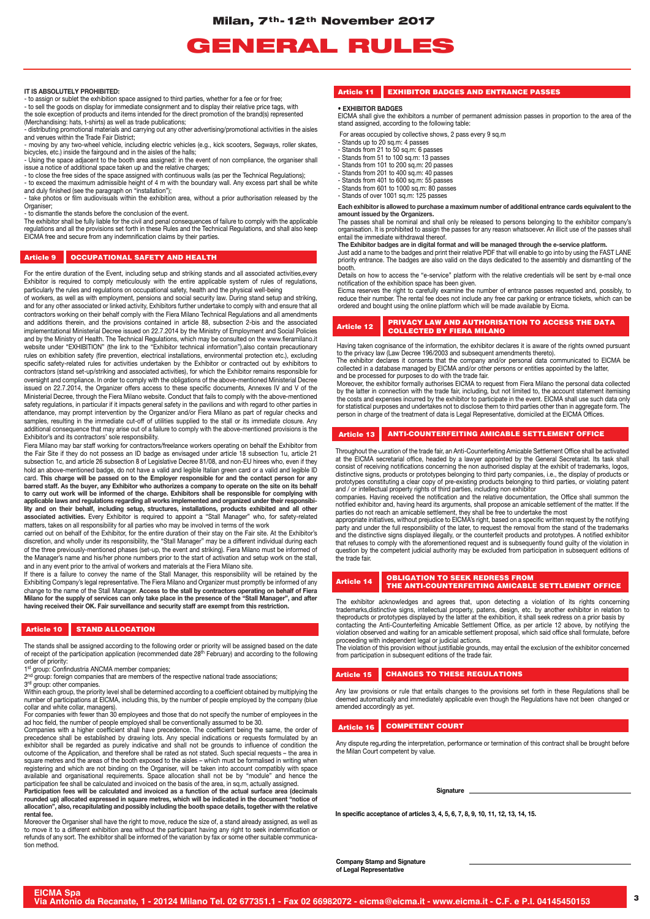# Milan, 7th-12th November 2017

# GENERAL RULES

**IT IS ABSOLUTELY PROHIBITED:**

- to assign or sublet the exhibition space assigned to third parties, whether for a fee or for free;
- to sell the goods on display for immediate consignment and to display their relative price tags, with the sole exception of products and items intended for the direct promotion of the brand(s) represented (Merchandising: hats, t-shirts) as well as trade publications;
- distributing promotional materials and carrying out any other advertising/promotional activities in the aisles and venues within the Trade Fair District;
- moving by any two-wheel vehicle, including electric vehicles (e.g., kick scooters, Segways, roller skates, bicycles, etc.) inside the fairground and in the aisles of the halls;
- Using the space adjacent to the booth area assigned: in the event of non compliance, the organiser shall issue a notice of additional space taken up and the relative charges;
- to close the free sides of the space assigned with continuous walls (as per the Technical Regulations);
- to exceed the maximum admissible height of 4 m with the boundary wall. Any excess part shall be white and duly finished (see the paragraph on "installation");
- take photos or film audiovisuals within the exhibition area, without a prior authorisation released by the Organiser;
- to dismantle the stands before the conclusion of the event.

The exhibitor shall be fully liable for the civil and penal consequences of failure to comply with the applicable regulations and all the provisions set forth in these Rules and the Technical Regulations, and shall also keep EICMA free and secure from any indemnification claims by their parties.

## Article 9 OCCUPATIONAL SAFETY AND HEALTH

For the entire duration of the Event, including setup and striking stands and all associated activities,every Exhibitor is required to comply meticulously with the entire applicable system of rules of regulations, particularly the rules and regulations on occupational safety, health and the physical well-being of workers, as well as with employment, pensions and social security law. During stand setup and striking, and for any other associated or linked activity, Exhibitors further undertake to comply with and ensure that all contractors working on their behalf comply with the Fiera Milano Technical Regulations and all amendments and additions therein, and the provisions contained in article 88, subsection 2-bis and the associated implementational Ministerial Decree issued on 22.7.2014 by the Ministry of Employment and Social Policies and by the Ministry of Health. The Technical Regulations, which may be consulted on the www.fieramilano.it website under "EXHIBITION" (the link to the "Exhibitor technical information"),also contain precautionary rules on exhibition safety (fire prevention, electrical installations, environmental protection etc.), excluding specific safety-related rules for activities undertaken by the Exhibitor or contracted out by exhibitors to contractors (stand set-up/striking and associated activities), for which the Exhibitor remains responsible for oversight and compliance. In order to comply with the obligations of the above-mentioned Ministerial Decree issued on 22.7.2014, the Organizer offers access to these specific documents, Annexes IV and V of the Ministerial Decree, through the Fiera Milano website. Conduct that fails to comply with the above-mentioned safety regulations, in particular if it impacts general safety in the pavilions and with regard to other parties in attendance, may prompt intervention by the Organizer and/or Fiera Milano as part of regular checks and samples, resulting in the immediate cut-off of utilities supplied to the stall or its immediate closure. Any additional consequence that may arise out of a failure to comply with the above-mentioned provisions is the Exhibitor's and its contractors' sole responsibility.

Fiera Milano may bar staff working for contractors/freelance workers operating on behalf the Exhibitor from the Fair Site if they do not possess an ID badge as envisaged under article 18 subsection 1u, article 21 subsection 1c, and article 26 subsection 8 of Legislative Decree 81/08, and non-EU hirees who, even if they hold an above-mentioned badge, do not have a valid and legible Italian green card or a valid and legible ID card. **This charge will be passed on to the Employer responsible for and the contact person for any barred staff. As the buyer, any Exhibitor who authorizes a company to operate on the site on its behalf to carry out work will be informed of the charge. Exhibitors shall be responsible for complying with applicable laws and regulations regarding all works implemented and organized under their responsibility and on their behalf, including setup, structures, installations, products exhibited and all other associated activities.** Every Exhibitor is required to appoint a "Stall Manager" who, for safety-related matters, takes on all responsibility for all parties who may be involved in terms of the work carried out on behalf of the Exhibitor, for the entire duration of their stay on the Fair site. At the Exhibitor's discretion, and wholly under its responsibility, the "Stall Manager" may be a different individual during each of the three previously-mentioned phases (set-up, the event and striking). Fiera Milano must be informed of the Manager's name and his/her phone numbers prior to the start of activation and setup work on the stall, and in any event prior to the arrival of workers and materials at the Fiera Milano site.

If there is a failure to convey the name of the Stall Manager, this responsibility will be retained by the Exhibiting Company's legal representative. The Fiera Milano and Organizer must promptly be informed of any change to the name of the Stall Manager. **Access to the stall by contractors operating on behalf of Fiera Milano for the supply of services can only take place in the presence of the "Stall Manager", and after having received their OK. Fair surveillance and security staff are exempt from this restriction.**

## Article 10 STAND ALLOCATION

The stands shall be assigned according to the following order or priority will be assigned based on the date of receipt of the participation application (recommended date 28th February) and according to the following order of priority:

1st group: Confindustria ANCMA member companies;
2nd group: foreign companies that are members of the respective national trade associations;
3rd group: other companies.

Within each group, the priority level shall be determined according to a coefficient obtained by multiplying the number of participations at EICMA, including this, by the number of people employed by the company (blue collar and white collar, managers).

For companies with fewer than 30 employees and those that do not specify the number of employees in the ad hoc field, the number of people employed shall be conventionally assumed to be 30.

Companies with a higher coefficient shall have precedence. The coefficient being the same, the order of precedence shall be established by drawing lots. Any special indications or requests formulated by an exhibitor shall be regarded as purely indicative and shall not be grounds to influence of condition the outcome of the Application, and therefore shall be rated as not stated. Such special requests – the area in square metres and the areas of the booth exposed to the aisles – which must be formalised in writing when registering and which are not binding on the Organiser, will be taken into account compatibly with space available and organisational requirements. Space allocation shall not be by "module" and hence the participation fee shall be calculated and invoiced on the basis of the area, in sq.m, actually assigned.

**Participation fees will be calculated and invoiced as a function of the actual surface area (decimals rounded up) allocated expressed in square metres, which will be indicated in the document "notice of allocation", also, recapitulating and possibly including the booth space details, together with the relative rental fee.**

Moreover the Organiser shall have the right to move, reduce the size of, a stand already assigned, as well as to move it to a different exhibition area without the participant having any right to seek indemnification or refunds of any sort. The exhibitor shall be informed of the variation by fax or some other suitable communication method.

## Article 11 EXHIBITOR BADGES AND ENTRANCE PASSES

**• EXHIBITOR BADGES**

EICMA shall give the exhibitors a number of permanent admission passes in proportion to the area of the stand assigned, according to the following table:

For areas occupied by collective shows, 2 pass every 9 sq.m

- Stands up to 20 sq.m: 4 passes
- Stands from 21 to 50 sq.m: 6 passes
- Stands from 51 to 100 sq.m: 13 passes
- Stands from 101 to 200 sq.m: 20 passes
- Stands from 201 to 400 sq.m: 40 passes
- Stands from 401 to 600 sq.m: 55 passes
- Stands from 601 to 1000 sq.m: 80 passes
- Stands of over 1001 sq.m: 125 passes

**Each exhibitor is allowed to purchase a maximum number of additional entrance cards equivalent to the amount issued by the Organizers.**

The passes shall be nominal and shall only be released to persons belonging to the exhibitor company's organisation. It is prohibited to assign the passes for any reason whatsoever. An illicit use of the passes shall entail the immediate withdrawal thereof.

**The Exhibitor badges are in digital format and will be managed through the e-service platform.**

Just add a name to the badges and print their relative PDF that will enable to go into by using the FAST LANE priority entrance. The badges are also valid on the days dedicated to the assembly and dismantling of the booth.

Details on how to access the "e-service" platform with the relative credentials will be sent by e-mail once notification of the exhibition space has been given.

Eicma reserves the right to carefully examine the number of entrance passes requested and, possibly, to reduce their number. The rental fee does not include any free car parking or entrance tickets, which can be ordered and bought using the online platform which will be made available by Eicma.

## Article 12 PRIVACY LAW AND AUTHORISATION TO ACCESS THE DATA COLLECTED BY FIERA MILANO

Having taken cognisance of the information, the exhibitor declares it is aware of the rights owned pursuant to the privacy law (Law Decree 196/2003 and subsequent amendments thereto).

The exhibitor declares it consents that the company and/or personal data communicated to EICMA be collected in a database managed by EICMA and/or other persons or entities appointed by the latter, and be processed for purposes to do with the trade fair.

Moreover, the exhibitor formally authorises EICMA to request from Fiera Milano the personal data collected by the latter in connection with the trade fair, including, but not limited to, the account statement itemising the costs and expenses incurred by the exhibitor to participate in the event. EICMA shall use such data only for statistical purposes and undertakes not to disclose them to third parties other than in aggregate form. The person in charge of the treatment of data is Legal Representative, domiciled at the EICMA Offices.

## Article 13 ANTI-COUNTERFEITING AMICABLE SETTLEMENT OFFICE

Throughout the duration of the trade fair, an Anti-Counterfeiting Amicable Settlement Office shall be activated at the EICMA secretarial office, headed by a lawyer appointed by the General Secretariat. Its task shall consist of receiving notifications concerning the non authorised display at the exhibit of trademarks, logos, distinctive signs, products or prototypes belonging to third party companies, i.e., the display of products or prototypes constituting a clear copy of pre-existing products belonging to third parties, or violating patent and / or intellectual property rights of third parties, including non exhibitor companies. Having received the notification and the relative documentation, the Office shall summon the notified exhibitor and, having heard its arguments, shall propose an amicable settlement of the matter. If the parties do not reach an amicable settlement, they shall be free to undertake the most appropriate initiatives, without prejudice to EICMA's right, based on a specific written request by the notifying party and under the full responsibility of the later, to request the removal from the stand of the trademarks and the distinctive signs displayed illegally, or the counterfeit products and prototypes. A notified exhibitor that refuses to comply with the aforementioned request and is subsequently found guilty of the violation in question by the competent judicial authority may be excluded from participation in subsequent editions of the trade fair.

## Article 14 OBLIGATION TO SEEK REDRESS FROM THE ANTI-COUNTERFEITING AMICABLE SETTLEMENT OFFICE

The exhibitor acknowledges and agrees that, upon detecting a violation of its rights concerning trademarks,distinctive signs, intellectual property, patens, design, etc. by another exhibitor in relation to theproducts or prototypes displayed by the latter at the exhibition, it shall seek redress on a prior basis by contacting the Anti-Counterfeiting Amicable Settlement Office, as per article 12 above, by notifying the violation observed and waiting for an amicable settlement proposal, which said office shall formulate, before proceeding with independent legal or legal actions.

The violation of this provision without justifiable grounds, may entail the exclusion of the exhibitor concerned from participation in subsequent editions of the trade fair.

## Article 15 CHANGES TO THESE REGULATIONS

Any law provisions or rule that entails changes to the provisions set forth in these Regulations shall be deemed automatically and immediately applicable even though the Regulations have not been changed or amended accordingly as yet.

## Article 16 COMPETENT COURT

Any dispute regarding the interpretation, performance or termination of this contract shall be brought before the Milan Court competent by value.

**Signature** ______________________

**In specific acceptance of articles 3, 4, 5, 6, 7, 8, 9, 10, 11, 12, 13, 14, 15.**

**Company Stamp and Signature of Legal Representative** ______________________

**EICMA Spa**
**Via Antonio da Recanate, 1 - 20124 Milano Tel. 02 677351.1 - Fax 02 66982072 - eicma@eicma.it - www.eicma.it - C.F. e P.I. 04145450153**